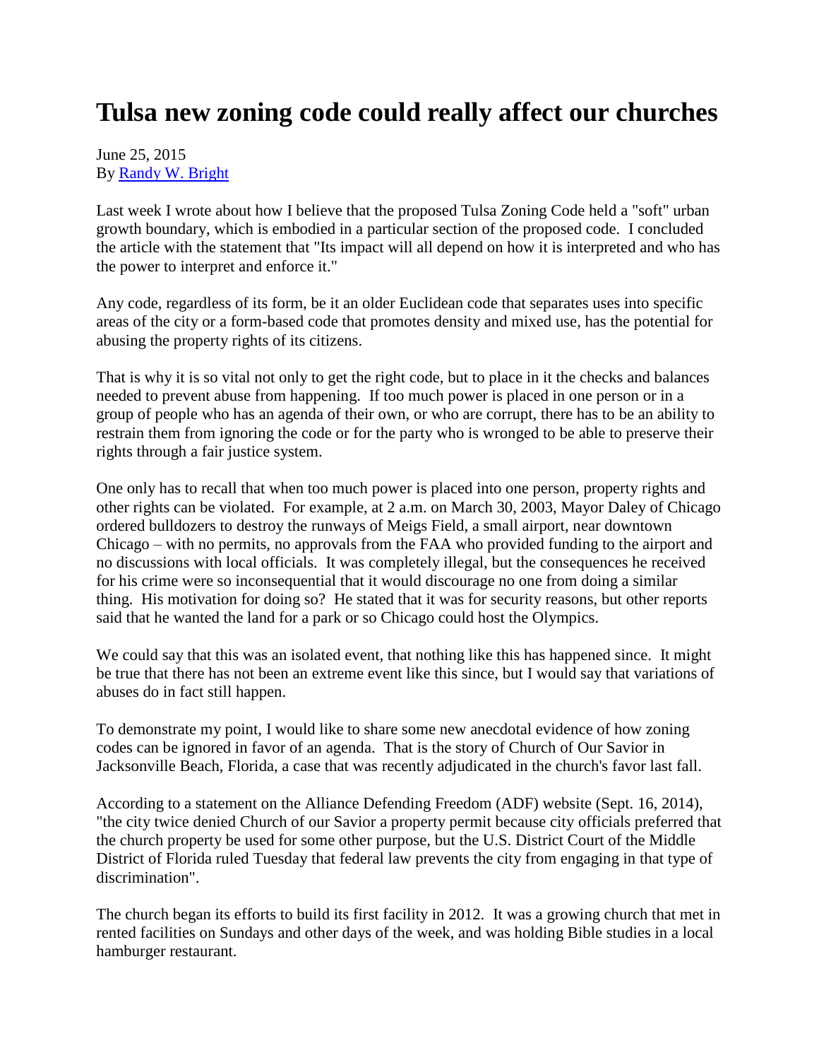# Tulsa new zoning code could really affect our churches

June 25, 2015
By Randy W. Bright

Last week I wrote about how I believe that the proposed Tulsa Zoning Code held a "soft" urban growth boundary, which is embodied in a particular section of the proposed code. I concluded the article with the statement that "Its impact will all depend on how it is interpreted and who has the power to interpret and enforce it."

Any code, regardless of its form, be it an older Euclidean code that separates uses into specific areas of the city or a form-based code that promotes density and mixed use, has the potential for abusing the property rights of its citizens.

That is why it is so vital not only to get the right code, but to place in it the checks and balances needed to prevent abuse from happening. If too much power is placed in one person or in a group of people who has an agenda of their own, or who are corrupt, there has to be an ability to restrain them from ignoring the code or for the party who is wronged to be able to preserve their rights through a fair justice system.

One only has to recall that when too much power is placed into one person, property rights and other rights can be violated. For example, at 2 a.m. on March 30, 2003, Mayor Daley of Chicago ordered bulldozers to destroy the runways of Meigs Field, a small airport, near downtown Chicago – with no permits, no approvals from the FAA who provided funding to the airport and no discussions with local officials. It was completely illegal, but the consequences he received for his crime were so inconsequential that it would discourage no one from doing a similar thing. His motivation for doing so? He stated that it was for security reasons, but other reports said that he wanted the land for a park or so Chicago could host the Olympics.

We could say that this was an isolated event, that nothing like this has happened since. It might be true that there has not been an extreme event like this since, but I would say that variations of abuses do in fact still happen.

To demonstrate my point, I would like to share some new anecdotal evidence of how zoning codes can be ignored in favor of an agenda. That is the story of Church of Our Savior in Jacksonville Beach, Florida, a case that was recently adjudicated in the church's favor last fall.

According to a statement on the Alliance Defending Freedom (ADF) website (Sept. 16, 2014), "the city twice denied Church of our Savior a property permit because city officials preferred that the church property be used for some other purpose, but the U.S. District Court of the Middle District of Florida ruled Tuesday that federal law prevents the city from engaging in that type of discrimination".

The church began its efforts to build its first facility in 2012. It was a growing church that met in rented facilities on Sundays and other days of the week, and was holding Bible studies in a local hamburger restaurant.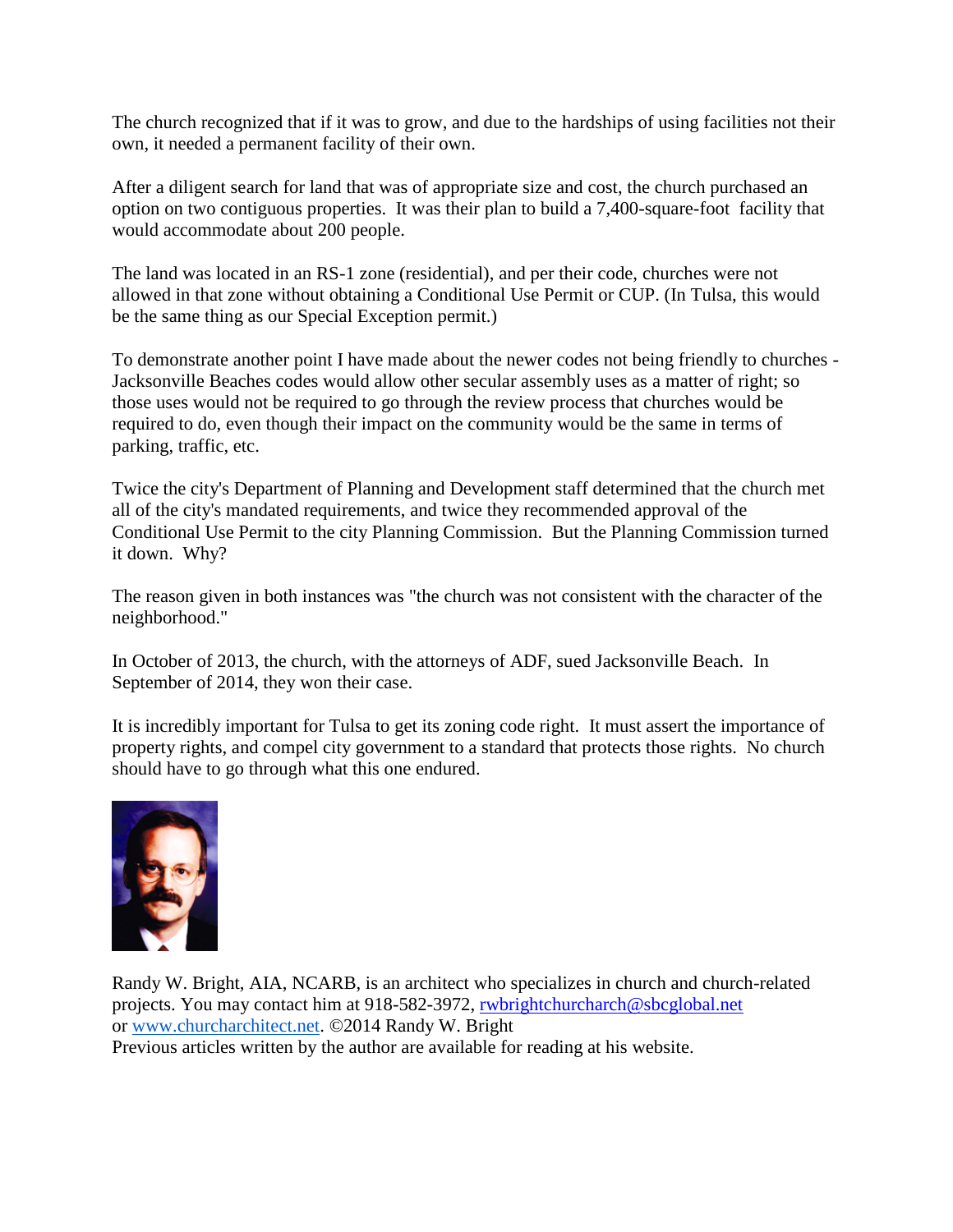The church recognized that if it was to grow, and due to the hardships of using facilities not their own, it needed a permanent facility of their own.

After a diligent search for land that was of appropriate size and cost, the church purchased an option on two contiguous properties. It was their plan to build a 7,400-square-foot facility that would accommodate about 200 people.

The land was located in an RS-1 zone (residential), and per their code, churches were not allowed in that zone without obtaining a Conditional Use Permit or CUP. (In Tulsa, this would be the same thing as our Special Exception permit.)

To demonstrate another point I have made about the newer codes not being friendly to churches - Jacksonville Beaches codes would allow other secular assembly uses as a matter of right; so those uses would not be required to go through the review process that churches would be required to do, even though their impact on the community would be the same in terms of parking, traffic, etc.

Twice the city's Department of Planning and Development staff determined that the church met all of the city's mandated requirements, and twice they recommended approval of the Conditional Use Permit to the city Planning Commission. But the Planning Commission turned it down. Why?

The reason given in both instances was "the church was not consistent with the character of the neighborhood."

In October of 2013, the church, with the attorneys of ADF, sued Jacksonville Beach. In September of 2014, they won their case.

It is incredibly important for Tulsa to get its zoning code right. It must assert the importance of property rights, and compel city government to a standard that protects those rights. No church should have to go through what this one endured.

Randy W. Bright, AIA, NCARB, is an architect who specializes in church and church-related projects. You may contact him at 918-582-3972, rwbrightchurcharch@sbcglobal.net or www.churcharchitect.net. ©2014 Randy W. Bright
Previous articles written by the author are available for reading at his website.